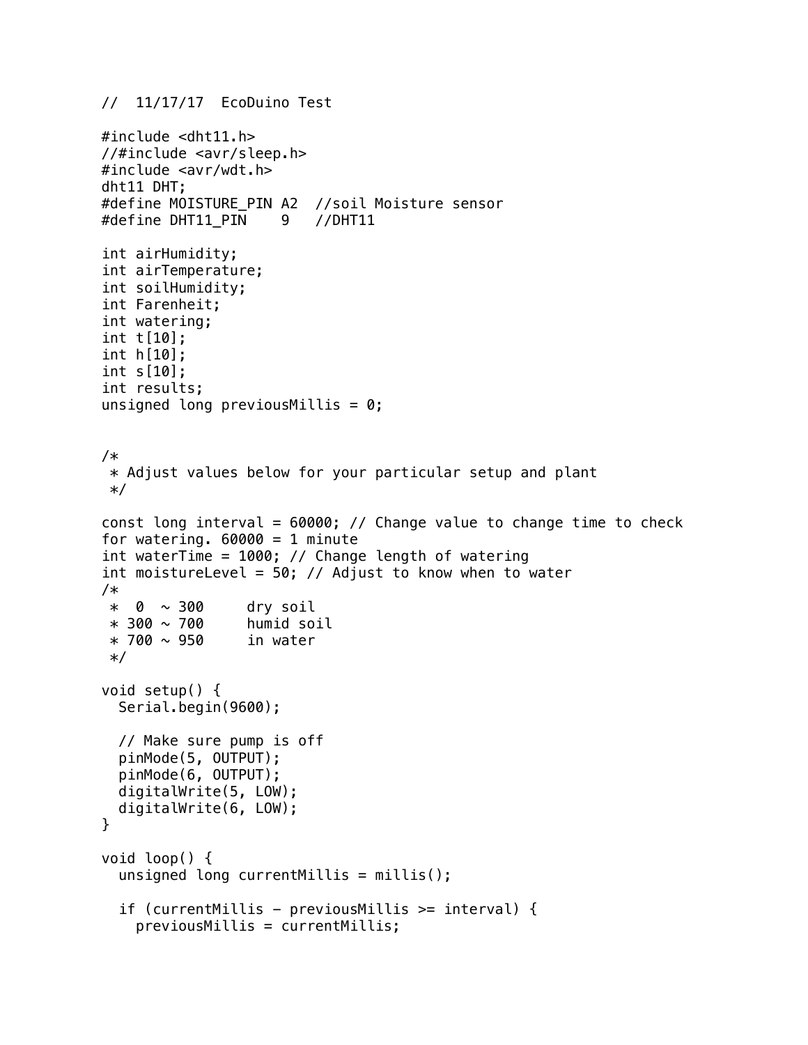```
//  11/17/17  EcoDuino Test

#include <dht11.h>
//#include <avr/sleep.h>
#include <avr/wdt.h>
dht11 DHT;
#define MOISTURE_PIN A2  //soil Moisture sensor
#define DHT11_PIN    9   //DHT11

int airHumidity;
int airTemperature;
int soilHumidity;
int Farenheit;
int watering;
int t[10];
int h[10];
int s[10];
int results;
unsigned long previousMillis = 0;


/*
 * Adjust values below for your particular setup and plant
 */

const long interval = 60000; // Change value to change time to check
for watering. 60000 = 1 minute
int waterTime = 1000; // Change length of watering
int moistureLevel = 50; // Adjust to know when to water
/*
 *  0  ~ 300     dry soil
 * 300 ~ 700     humid soil
 * 700 ~ 950     in water
 */

void setup() {
  Serial.begin(9600);

  // Make sure pump is off
  pinMode(5, OUTPUT);
  pinMode(6, OUTPUT);
  digitalWrite(5, LOW);
  digitalWrite(6, LOW);
}

void loop() {
  unsigned long currentMillis = millis();

  if (currentMillis - previousMillis >= interval) {
    previousMillis = currentMillis;
```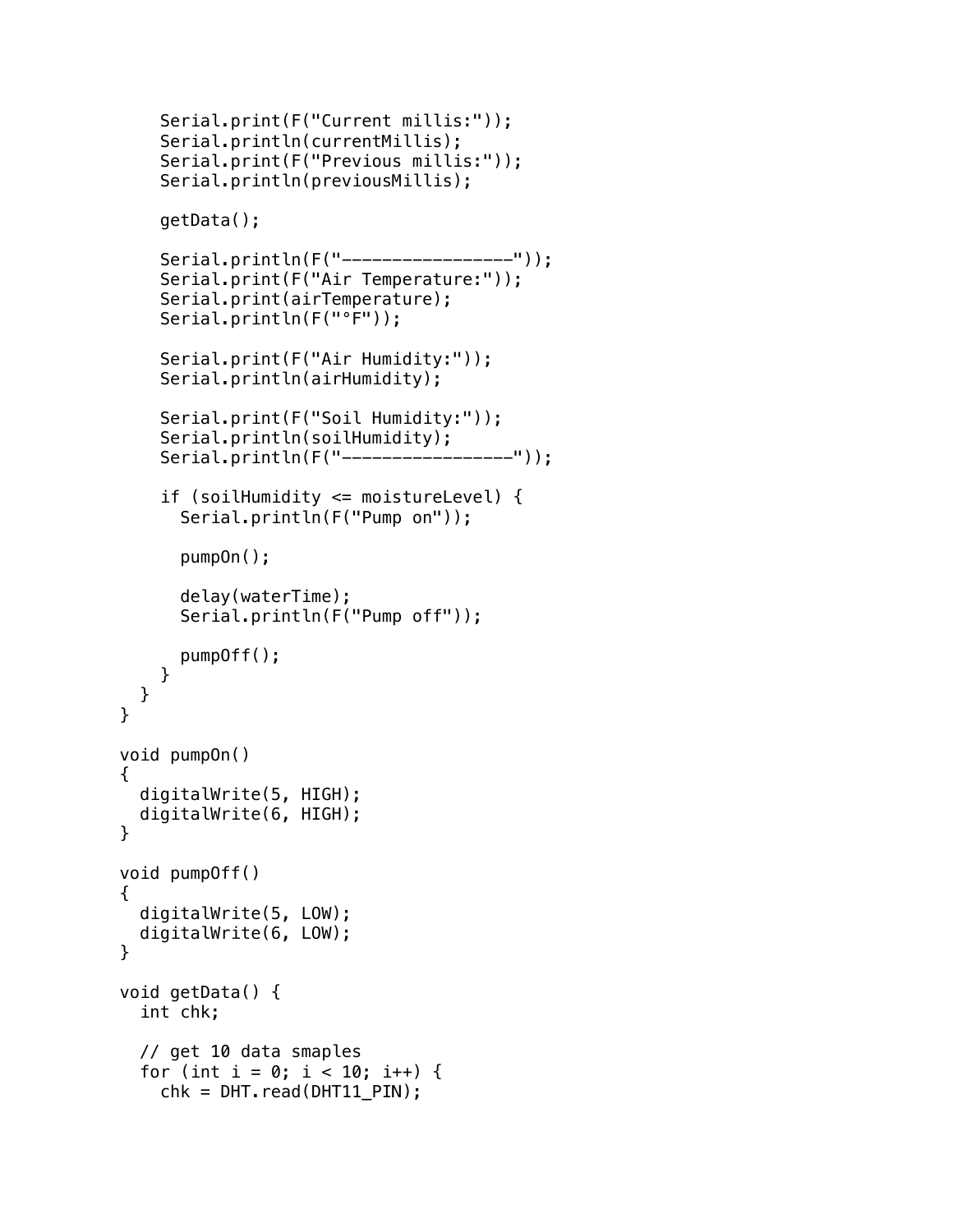```
    Serial.print(F("Current millis:"));
    Serial.println(currentMillis);
    Serial.print(F("Previous millis:"));
    Serial.println(previousMillis);

    getData();

    Serial.println(F("-----------------"));
    Serial.print(F("Air Temperature:"));
    Serial.print(airTemperature);
    Serial.println(F("°F"));

    Serial.print(F("Air Humidity:"));
    Serial.println(airHumidity);

    Serial.print(F("Soil Humidity:"));
    Serial.println(soilHumidity);
    Serial.println(F("-----------------"));

    if (soilHumidity <= moistureLevel) {
      Serial.println(F("Pump on"));

      pumpOn();

      delay(waterTime);
      Serial.println(F("Pump off"));

      pumpOff();
    }
  }
}

void pumpOn()
{
  digitalWrite(5, HIGH);
  digitalWrite(6, HIGH);
}

void pumpOff()
{
  digitalWrite(5, LOW);
  digitalWrite(6, LOW);
}

void getData() {
  int chk;

  // get 10 data smaples
  for (int i = 0; i < 10; i++) {
    chk = DHT.read(DHT11_PIN);
```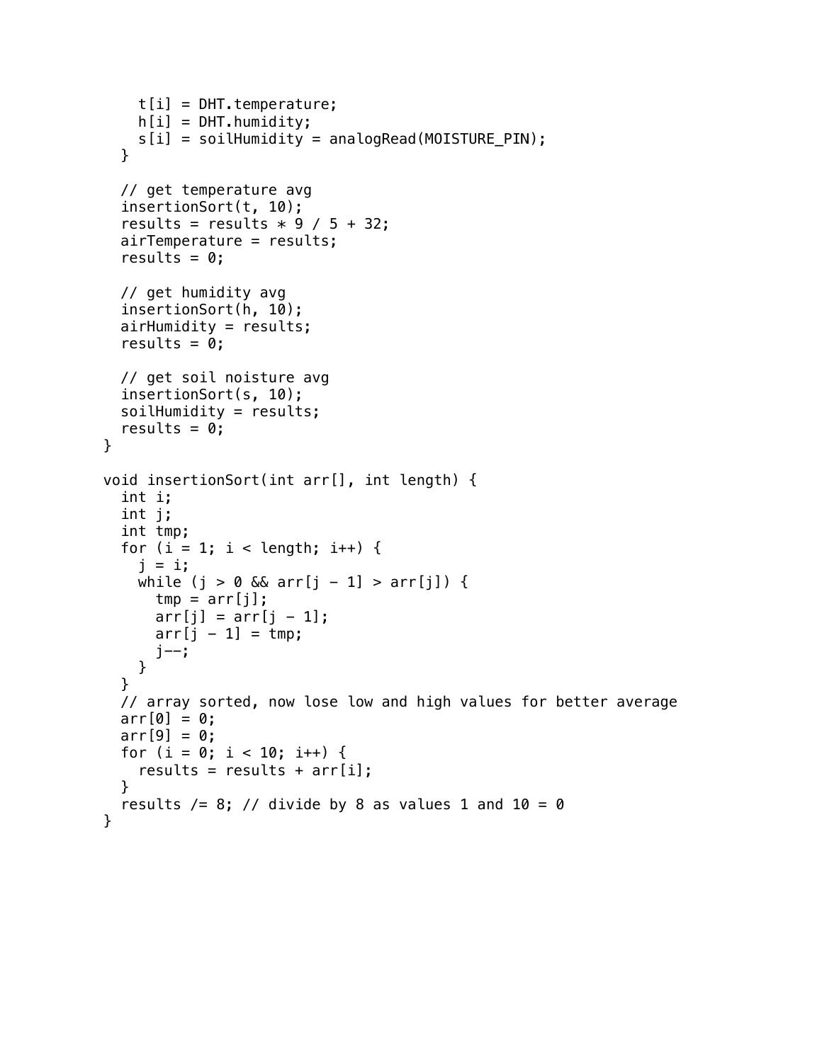```
    t[i] = DHT.temperature;
    h[i] = DHT.humidity;
    s[i] = soilHumidity = analogRead(MOISTURE_PIN);
  }

  // get temperature avg
  insertionSort(t, 10);
  results = results * 9 / 5 + 32;
  airTemperature = results;
  results = 0;

  // get humidity avg
  insertionSort(h, 10);
  airHumidity = results;
  results = 0;

  // get soil noisture avg
  insertionSort(s, 10);
  soilHumidity = results;
  results = 0;
}

void insertionSort(int arr[], int length) {
  int i;
  int j;
  int tmp;
  for (i = 1; i < length; i++) {
    j = i;
    while (j > 0 && arr[j - 1] > arr[j]) {
      tmp = arr[j];
      arr[j] = arr[j - 1];
      arr[j - 1] = tmp;
      j--;
    }
  }
  // array sorted, now lose low and high values for better average
  arr[0] = 0;
  arr[9] = 0;
  for (i = 0; i < 10; i++) {
    results = results + arr[i];
  }
  results /= 8; // divide by 8 as values 1 and 10 = 0
}
```